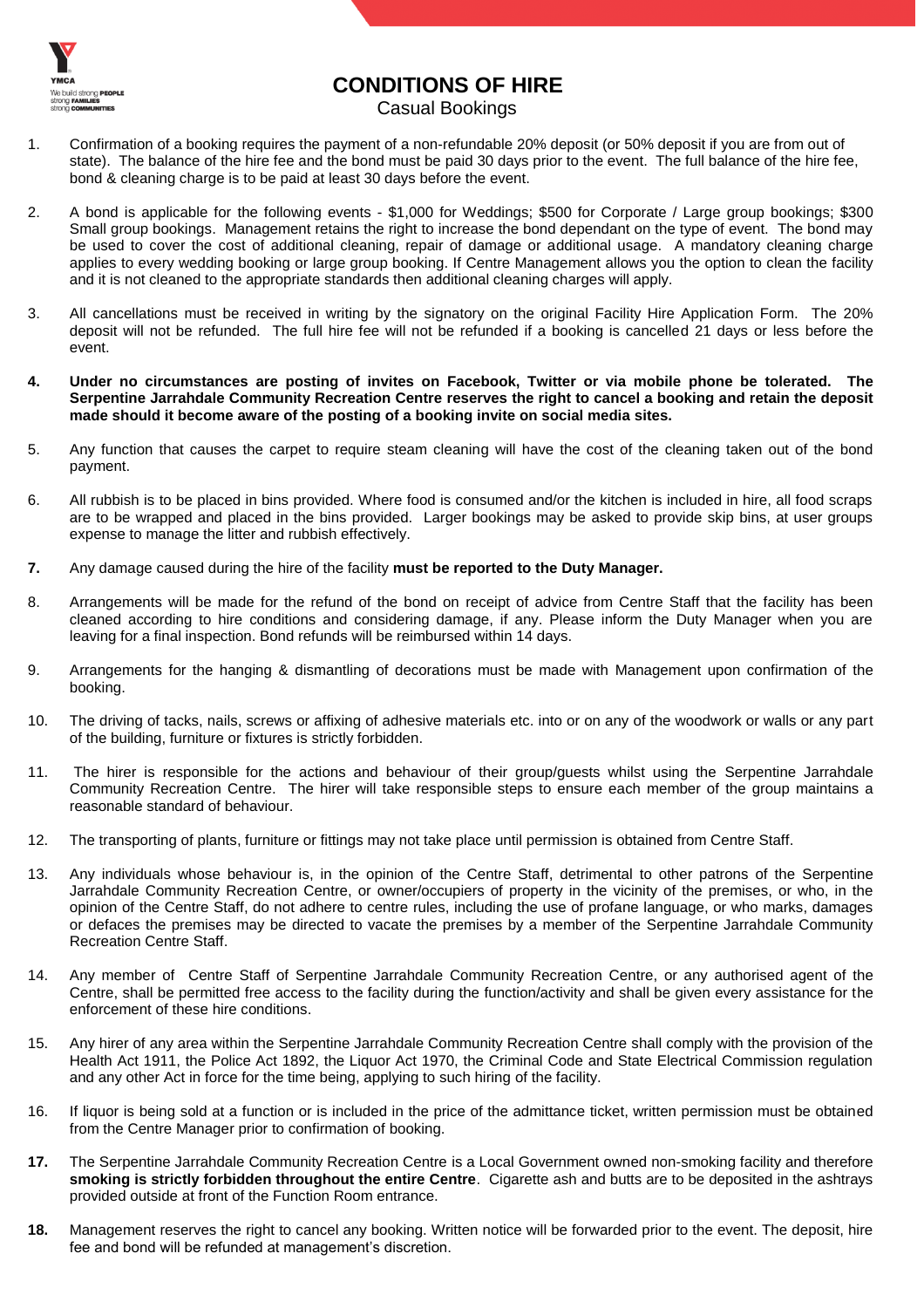# CONDITIONS OF HIRE

Casual Bookings

1. Confirmation of a booking requires the payment of a non-refundable 20% deposit (or 50% deposit if you are from out of state). The balance of the hire fee and the bond must be paid 30 days prior to the event. The full balance of the hire fee, bond & cleaning charge is to be paid at least 30 days before the event.

2. A bond is applicable for the following events - $1,000 for Weddings; $500 for Corporate / Large group bookings; $300 Small group bookings. Management retains the right to increase the bond dependant on the type of event. The bond may be used to cover the cost of additional cleaning, repair of damage or additional usage. A mandatory cleaning charge applies to every wedding booking or large group booking. If Centre Management allows you the option to clean the facility and it is not cleaned to the appropriate standards then additional cleaning charges will apply.

3. All cancellations must be received in writing by the signatory on the original Facility Hire Application Form. The 20% deposit will not be refunded. The full hire fee will not be refunded if a booking is cancelled 21 days or less before the event.

4. **Under no circumstances are posting of invites on Facebook, Twitter or via mobile phone be tolerated. The Serpentine Jarrahdale Community Recreation Centre reserves the right to cancel a booking and retain the deposit made should it become aware of the posting of a booking invite on social media sites.**

5. Any function that causes the carpet to require steam cleaning will have the cost of the cleaning taken out of the bond payment.

6. All rubbish is to be placed in bins provided. Where food is consumed and/or the kitchen is included in hire, all food scraps are to be wrapped and placed in the bins provided. Larger bookings may be asked to provide skip bins, at user groups expense to manage the litter and rubbish effectively.

7. Any damage caused during the hire of the facility **must be reported to the Duty Manager.**

8. Arrangements will be made for the refund of the bond on receipt of advice from Centre Staff that the facility has been cleaned according to hire conditions and considering damage, if any. Please inform the Duty Manager when you are leaving for a final inspection. Bond refunds will be reimbursed within 14 days.

9. Arrangements for the hanging & dismantling of decorations must be made with Management upon confirmation of the booking.

10. The driving of tacks, nails, screws or affixing of adhesive materials etc. into or on any of the woodwork or walls or any part of the building, furniture or fixtures is strictly forbidden.

11. The hirer is responsible for the actions and behaviour of their group/guests whilst using the Serpentine Jarrahdale Community Recreation Centre. The hirer will take responsible steps to ensure each member of the group maintains a reasonable standard of behaviour.

12. The transporting of plants, furniture or fittings may not take place until permission is obtained from Centre Staff.

13. Any individuals whose behaviour is, in the opinion of the Centre Staff, detrimental to other patrons of the Serpentine Jarrahdale Community Recreation Centre, or owner/occupiers of property in the vicinity of the premises, or who, in the opinion of the Centre Staff, do not adhere to centre rules, including the use of profane language, or who marks, damages or defaces the premises may be directed to vacate the premises by a member of the Serpentine Jarrahdale Community Recreation Centre Staff.

14. Any member of Centre Staff of Serpentine Jarrahdale Community Recreation Centre, or any authorised agent of the Centre, shall be permitted free access to the facility during the function/activity and shall be given every assistance for the enforcement of these hire conditions.

15. Any hirer of any area within the Serpentine Jarrahdale Community Recreation Centre shall comply with the provision of the Health Act 1911, the Police Act 1892, the Liquor Act 1970, the Criminal Code and State Electrical Commission regulation and any other Act in force for the time being, applying to such hiring of the facility.

16. If liquor is being sold at a function or is included in the price of the admittance ticket, written permission must be obtained from the Centre Manager prior to confirmation of booking.

17. The Serpentine Jarrahdale Community Recreation Centre is a Local Government owned non-smoking facility and therefore **smoking is strictly forbidden throughout the entire Centre**. Cigarette ash and butts are to be deposited in the ashtrays provided outside at front of the Function Room entrance.

18. Management reserves the right to cancel any booking. Written notice will be forwarded prior to the event. The deposit, hire fee and bond will be refunded at management's discretion.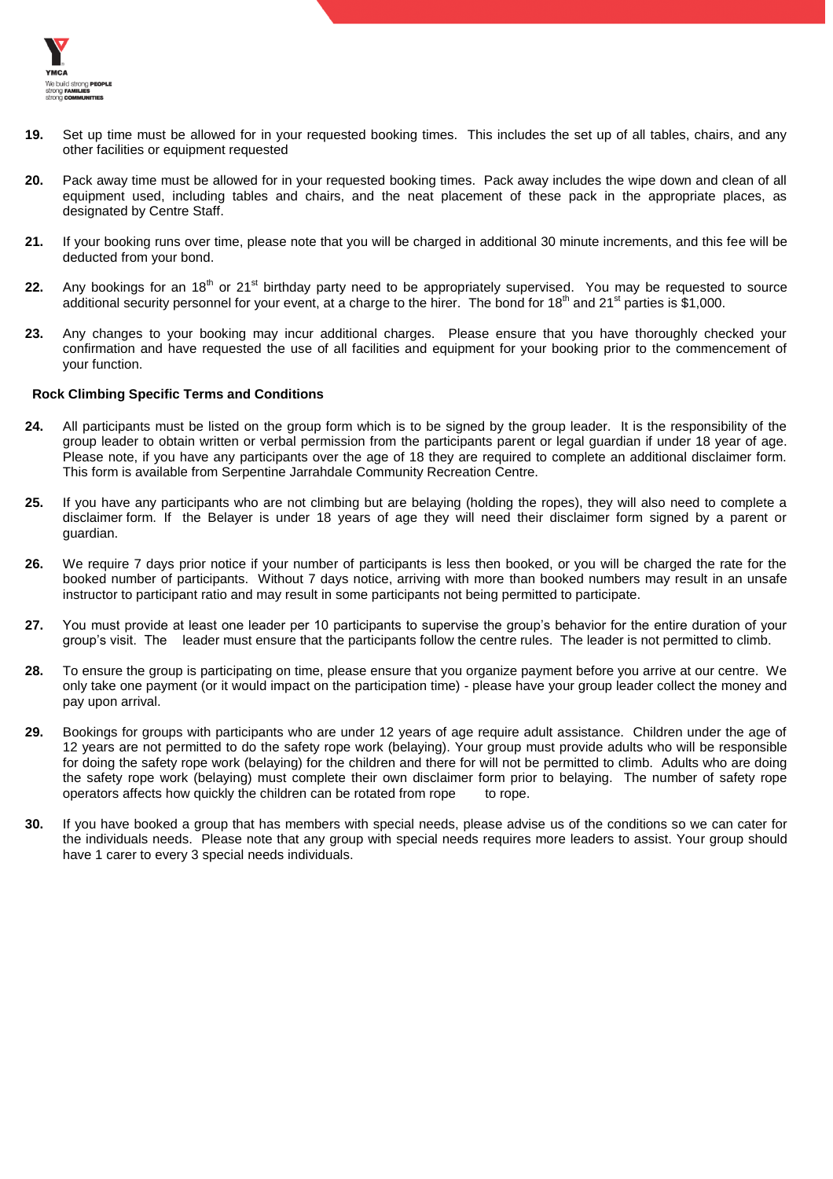**19.** Set up time must be allowed for in your requested booking times. This includes the set up of all tables, chairs, and any other facilities or equipment requested

**20.** Pack away time must be allowed for in your requested booking times. Pack away includes the wipe down and clean of all equipment used, including tables and chairs, and the neat placement of these pack in the appropriate places, as designated by Centre Staff.

**21.** If your booking runs over time, please note that you will be charged in additional 30 minute increments, and this fee will be deducted from your bond.

**22.** Any bookings for an 18th or 21st birthday party need to be appropriately supervised. You may be requested to source additional security personnel for your event, at a charge to the hirer. The bond for 18th and 21st parties is $1,000.

**23.** Any changes to your booking may incur additional charges. Please ensure that you have thoroughly checked your confirmation and have requested the use of all facilities and equipment for your booking prior to the commencement of your function.

**Rock Climbing Specific Terms and Conditions**

**24.** All participants must be listed on the group form which is to be signed by the group leader. It is the responsibility of the group leader to obtain written or verbal permission from the participants parent or legal guardian if under 18 year of age. Please note, if you have any participants over the age of 18 they are required to complete an additional disclaimer form. This form is available from Serpentine Jarrahdale Community Recreation Centre.

**25.** If you have any participants who are not climbing but are belaying (holding the ropes), they will also need to complete a disclaimer form. If the Belayer is under 18 years of age they will need their disclaimer form signed by a parent or guardian.

**26.** We require 7 days prior notice if your number of participants is less then booked, or you will be charged the rate for the booked number of participants. Without 7 days notice, arriving with more than booked numbers may result in an unsafe instructor to participant ratio and may result in some participants not being permitted to participate.

**27.** You must provide at least one leader per 10 participants to supervise the group's behavior for the entire duration of your group's visit. The leader must ensure that the participants follow the centre rules. The leader is not permitted to climb.

**28.** To ensure the group is participating on time, please ensure that you organize payment before you arrive at our centre. We only take one payment (or it would impact on the participation time) - please have your group leader collect the money and pay upon arrival.

**29.** Bookings for groups with participants who are under 12 years of age require adult assistance. Children under the age of 12 years are not permitted to do the safety rope work (belaying). Your group must provide adults who will be responsible for doing the safety rope work (belaying) for the children and there for will not be permitted to climb. Adults who are doing the safety rope work (belaying) must complete their own disclaimer form prior to belaying. The number of safety rope operators affects how quickly the children can be rotated from rope to rope.

**30.** If you have booked a group that has members with special needs, please advise us of the conditions so we can cater for the individuals needs. Please note that any group with special needs requires more leaders to assist. Your group should have 1 carer to every 3 special needs individuals.